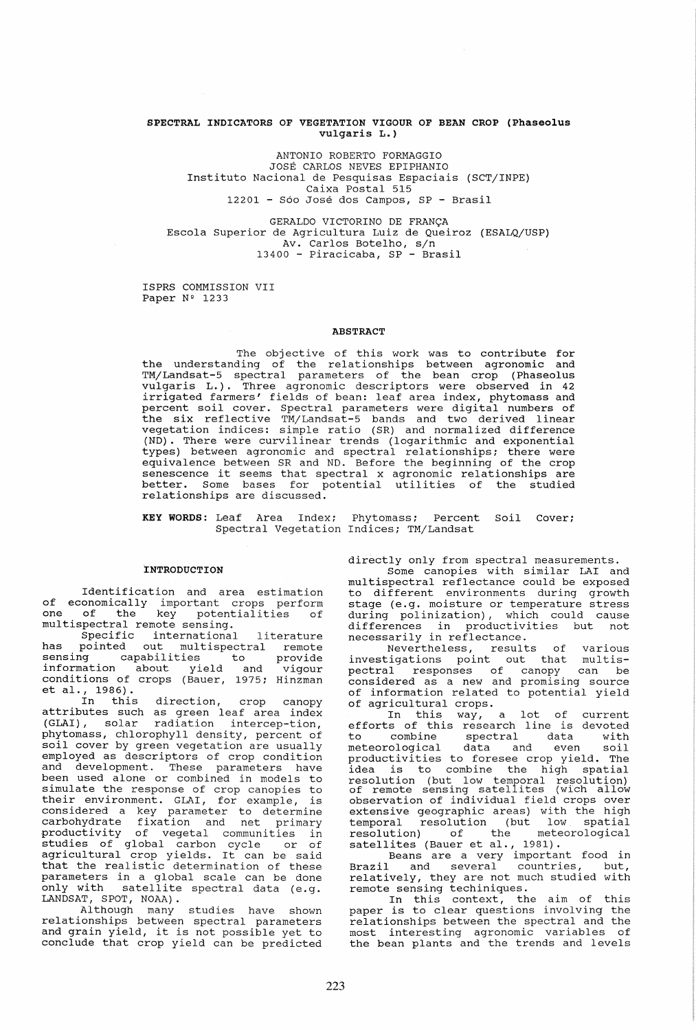# SPECTRAL INDICATORS OF VEGETATION VIGOUR OF BEAN CROP (Phaseolus vulgaris L.)

ANTONIO ROBERTO FORMAGGIO
JOSÉ CARLOS NEVES EPIPHANIO
Instituto Nacional de Pesquisas Espaciais (SCT/INPE)
Caixa Postal 515
12201 - Sóo José dos Campos, SP - Brasil

GERALDO VICTORINO DE FRANÇA
Escola Superior de Agricultura Luiz de Queiroz (ESALQ/USP)
Av. Carlos Botelho, s/n
13400 - Piracicaba, SP - Brasil

ISPRS COMMISSION VII
Paper Nº 1233

## ABSTRACT

The objective of this work was to contribute for the understanding of the relationships between agronomic and TM/Landsat-5 spectral parameters of the bean crop (Phaseolus vulgaris L.). Three agronomic descriptors were observed in 42 irrigated farmers' fields of bean: leaf area index, phytomass and percent soil cover. Spectral parameters were digital numbers of the six reflective TM/Landsat-5 bands and two derived linear vegetation indices: simple ratio (SR) and normalized difference (ND). There were curvilinear trends (logarithmic and exponential types) between agronomic and spectral relationships; there were equivalence between SR and ND. Before the beginning of the crop senescence it seems that spectral x agronomic relationships are better. Some bases for potential utilities of the studied relationships are discussed.

**KEY WORDS:** Leaf Area Index; Phytomass; Percent Soil Cover; Spectral Vegetation Indices; TM/Landsat

## INTRODUCTION

Identification and area estimation of economically important crops perform one of the key potentialities of multispectral remote sensing.

Specific international literature has pointed out multispectral remote sensing capabilities to provide information about yield and vigour conditions of crops (Bauer, 1975; Hinzman et al., 1986).

In this direction, crop canopy attributes such as green leaf area index (GLAI), solar radiation intercep-tion, phytomass, chlorophyll density, percent of soil cover by green vegetation are usually employed as descriptors of crop condition and development. These parameters have been used alone or combined in models to simulate the response of crop canopies to their environment. GLAI, for example, is considered a key parameter to determine carbohydrate fixation and net primary productivity of vegetal communities in studies of global carbon cycle or of agricultural crop yields. It can be said that the realistic determination of these parameters in a global scale can be done only with satellite spectral data (e.g. LANDSAT, SPOT, NOAA).

Although many studies have shown relationships between spectral parameters and grain yield, it is not possible yet to conclude that crop yield can be predicted directly only from spectral measurements.

Some canopies with similar LAI and multispectral reflectance could be exposed to different environments during growth stage (e.g. moisture or temperature stress during polinization), which could cause differences in productivities but not necessarily in reflectance.

Nevertheless, results of various investigations point out that multis-pectral responses of canopy can be considered as a new and promising source of information related to potential yield of agricultural crops.

In this way, a lot of current efforts of this research line is devoted to combine spectral data with meteorological data and even soil productivities to foresee crop yield. The idea is to combine the high spatial resolution (but low temporal resolution) of remote sensing satellites (wich allow observation of individual field crops over extensive geographic areas) with the high temporal resolution (but low spatial resolution) of the meteorological satellites (Bauer et al., 1981).

Beans are a very important food in Brazil and several countries, but, relatively, they are not much studied with remote sensing techiniques.

In this context, the aim of this paper is to clear questions involving the relationships between the spectral and the most interesting agronomic variables of the bean plants and the trends and levels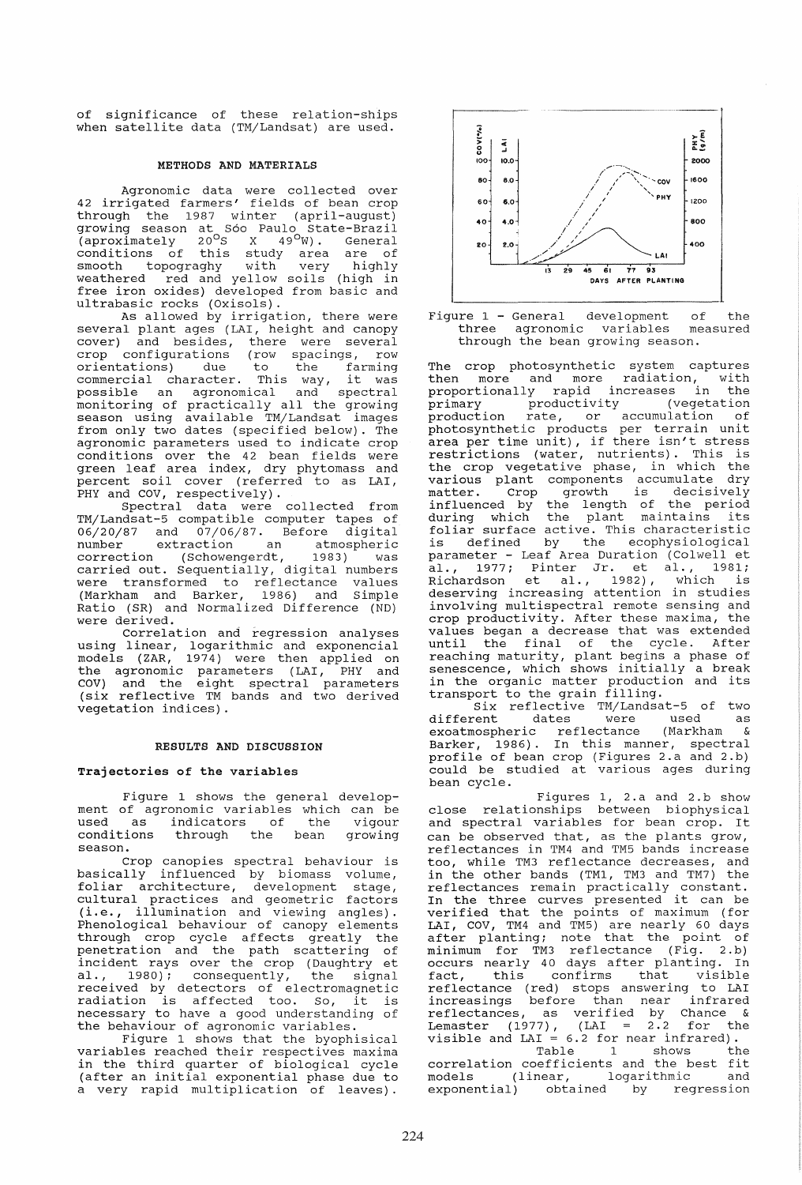of significance of these relation-ships when satellite data (TM/Landsat) are used.

## METHODS AND MATERIALS

Agronomic data were collected over 42 irrigated farmers' fields of bean crop through the 1987 winter (april-august) growing season at Sóo Paulo State-Brazil (aproximately $20^oS$ X $49^oW$). General conditions of this study area are of smooth topograghy with very highly weathered red and yellow soils (high in free iron oxides) developed from basic and ultrabasic rocks (Oxisols).

As allowed by irrigation, there were several plant ages (LAI, height and canopy cover) and besides, there were several crop configurations (row spacings, row orientations) due to the farming commercial character. This way, it was possible an agronomical and spectral monitoring of practically all the growing season using available TM/Landsat images from only two dates (specified below). The agronomic parameters used to indicate crop conditions over the 42 bean fields were green leaf area index, dry phytomass and percent soil cover (referred to as LAI, PHY and COV, respectively).

Spectral data were collected from TM/Landsat-5 compatible computer tapes of 06/20/87 and 07/06/87. Before digital number extraction an atmospheric correction (Schowengerdt, 1983) was carried out. Sequentially, digital numbers were transformed to reflectance values (Markham and Barker, 1986) and Simple Ratio (SR) and Normalized Difference (ND) were derived.

Correlation and regression analyses using linear, logarithmic and exponencial models (ZAR, 1974) were then applied on the agronomic parameters (LAI, PHY and COV) and the eight spectral parameters (six reflective TM bands and two derived vegetation indices).

## RESULTS AND DISCUSSION

### Trajectories of the variables

Figure 1 shows the general development of agronomic variables which can be used as indicators of the vigour conditions through the bean growing season.

Crop canopies spectral behaviour is basically influenced by biomass volume, foliar architecture, development stage, cultural practices and geometric factors (i.e., illumination and viewing angles). Phenological behaviour of canopy elements through crop cycle affects greatly the penetration and the path scattering of incident rays over the crop (Daughtry et al., 1980); consequently, the signal received by detectors of electromagnetic radiation is affected too. So, it is necessary to have a good understanding of the behaviour of agronomic variables.

Figure 1 shows that the byophisical variables reached their respectives maxima in the third quarter of biological cycle (after an initial exponential phase due to a very rapid multiplication of leaves).

Figure 1 - General development of the three agronomic variables measured through the bean growing season.

The crop photosynthetic system captures then more and more radiation, with proportionally rapid increases in the primary productivity (vegetation production rate, or accumulation of photosynthetic products per terrain unit area per time unit), if there isn't stress restrictions (water, nutrients). This is the crop vegetative phase, in which the various plant components accumulate dry matter. Crop growth is decisively influenced by the length of the period during which the plant maintains its foliar surface active. This characteristic is defined by the ecophysiological parameter - Leaf Area Duration (Colwell et al., 1977; Pinter Jr. et al., 1981; Richardson et al., 1982), which is deserving increasing attention in studies involving multispectral remote sensing and crop productivity. After these maxima, the values began a decrease that was extended until the final of the cycle. After reaching maturity, plant begins a phase of senescence, which shows initially a break in the organic matter production and its transport to the grain filling.

Six reflective TM/Landsat-5 of two different dates were used as exoatmospheric reflectance (Markham & Barker, 1986). In this manner, spectral profile of bean crop (Figures 2.a and 2.b) could be studied at various ages during bean cycle.

Figures 1, 2.a and 2.b show close relationships between biophysical and spectral variables for bean crop. It can be observed that, as the plants grow, reflectances in TM4 and TM5 bands increase too, while TM3 reflectance decreases, and in the other bands (TM1, TM3 and TM7) the reflectances remain practically constant. In the three curves presented it can be verified that the points of maximum (for LAI, COV, TM4 and TM5) are nearly 60 days after planting; note that the point of minimum for TM3 reflectance (Fig. 2.b) occurs nearly 40 days after planting. In fact, this confirms that visible reflectance (red) stops answering to LAI increasings before than near infrared reflectances, as verified by Chance & Lemaster (1977), (LAI = 2.2 for the visible and LAI = 6.2 for near infrared).

Table 1 shows the correlation coefficients and the best fit models (linear, logarithmic and exponential) obtained by regression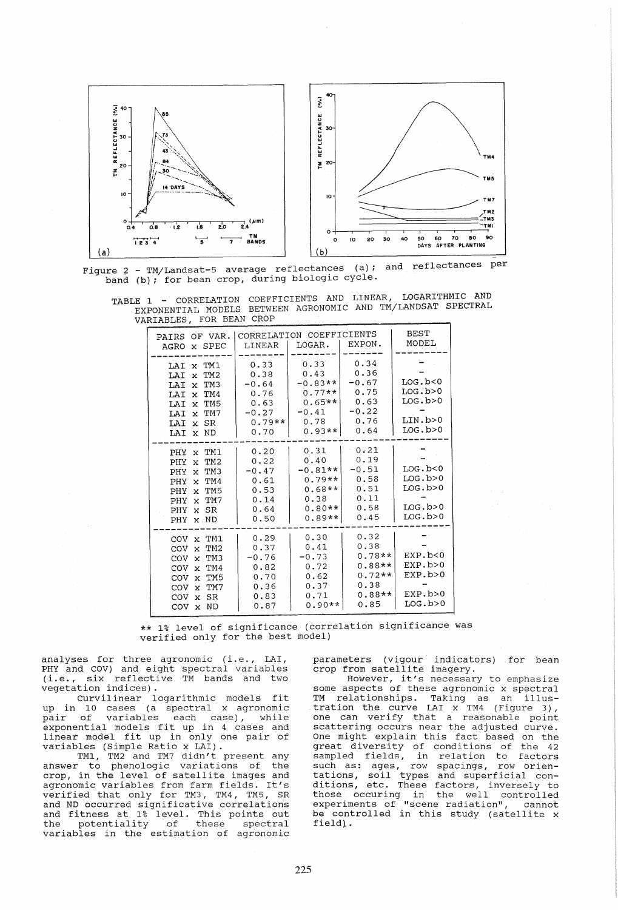Figure 2 - TM/Landsat-5 average reflectances (a); and reflectances per band (b); for bean crop, during biologic cycle.

TABLE 1 - CORRELATION COEFFICIENTS AND LINEAR, LOGARITHMIC AND EXPONENTIAL MODELS BETWEEN AGRONOMIC AND TM/LANDSAT SPECTRAL VARIABLES, FOR BEAN CROP

| PAIRS OF VAR. AGRO x SPEC | CORRELATION COEFFICIENTS LINEAR | LOGAR. | EXPON. | BEST MODEL |
|---|---|---|---|---|
| LAI x TM1 | 0.33 | 0.33 | 0.34 | - |
| LAI x TM2 | 0.38 | 0.43 | 0.36 | - |
| LAI x TM3 | -0.64 | -0.83** | -0.67 | LOG.b<0 |
| LAI x TM4 | 0.76 | 0.77** | 0.75 | LOG.b>0 |
| LAI x TM5 | 0.63 | 0.65** | 0.63 | LOG.b>0 |
| LAI x TM7 | -0.27 | -0.41 | -0.22 | - |
| LAI x SR | 0.79** | 0.78 | 0.76 | LIN.b>0 |
| LAI x ND | 0.70 | 0.93** | 0.64 | LOG.b>0 |
| PHY x TM1 | 0.20 | 0.31 | 0.21 | - |
| PHY x TM2 | 0.22 | 0.40 | 0.19 | - |
| PHY x TM3 | -0.47 | -0.81** | -0.51 | LOG.b<0 |
| PHY x TM4 | 0.61 | 0.79** | 0.58 | LOG.b>0 |
| PHY x TM5 | 0.53 | 0.68** | 0.51 | LOG.b>0 |
| PHY x TM7 | 0.14 | 0.38 | 0.11 | - |
| PHY x SR | 0.64 | 0.80** | 0.58 | LOG.b>0 |
| PHY x ND | 0.50 | 0.89** | 0.45 | LOG.b>0 |
| COV x TM1 | 0.29 | 0.30 | 0.32 | - |
| COV x TM2 | 0.37 | 0.41 | 0.38 | - |
| COV x TM3 | -0.76 | -0.73 | 0.78** | EXP.b<0 |
| COV x TM4 | 0.82 | 0.72 | 0.88** | EXP.b>0 |
| COV x TM5 | 0.70 | 0.62 | 0.72** | EXP.b>0 |
| COV x TM7 | 0.36 | 0.37 | 0.38 | - |
| COV x SR | 0.83 | 0.71 | 0.88** | EXP.b>0 |
| COV x ND | 0.87 | 0.90** | 0.85 | LOG.b>0 |

** 1% level of significance (correlation significance was verified only for the best model)

analyses for three agronomic (i.e., LAI, PHY and COV) and eight spectral variables (i.e., six reflective TM bands and two vegetation indices).

Curvilinear logarithmic models fit up in 10 cases (a spectral x agronomic pair of variables each case), while exponential models fit up in 4 cases and linear model fit up in only one pair of variables (Simple Ratio x LAI).

TM1, TM2 and TM7 didn't present any answer to phenologic variations of the crop, in the level of satellite images and agronomic variables from farm fields. It's verified that only for TM3, TM4, TM5, SR and ND occurred significative correlations and fitness at 1% level. This points out the potentiality of these spectral variables in the estimation of agronomic parameters (vigour indicators) for bean crop from satellite imagery.

However, it's necessary to emphasize some aspects of these agronomic x spectral TM relationships. Taking as an illustration the curve LAI x TM4 (Figure 3), one can verify that a reasonable point scattering occurs near the adjusted curve. One might explain this fact based on the great diversity of conditions of the 42 sampled fields, in relation to factors such as: ages, row spacings, row orientations, soil types and superficial conditions, etc. These factors, inversely to those occuring in the well controlled experiments of "scene radiation", cannot be controlled in this study (satellite x field).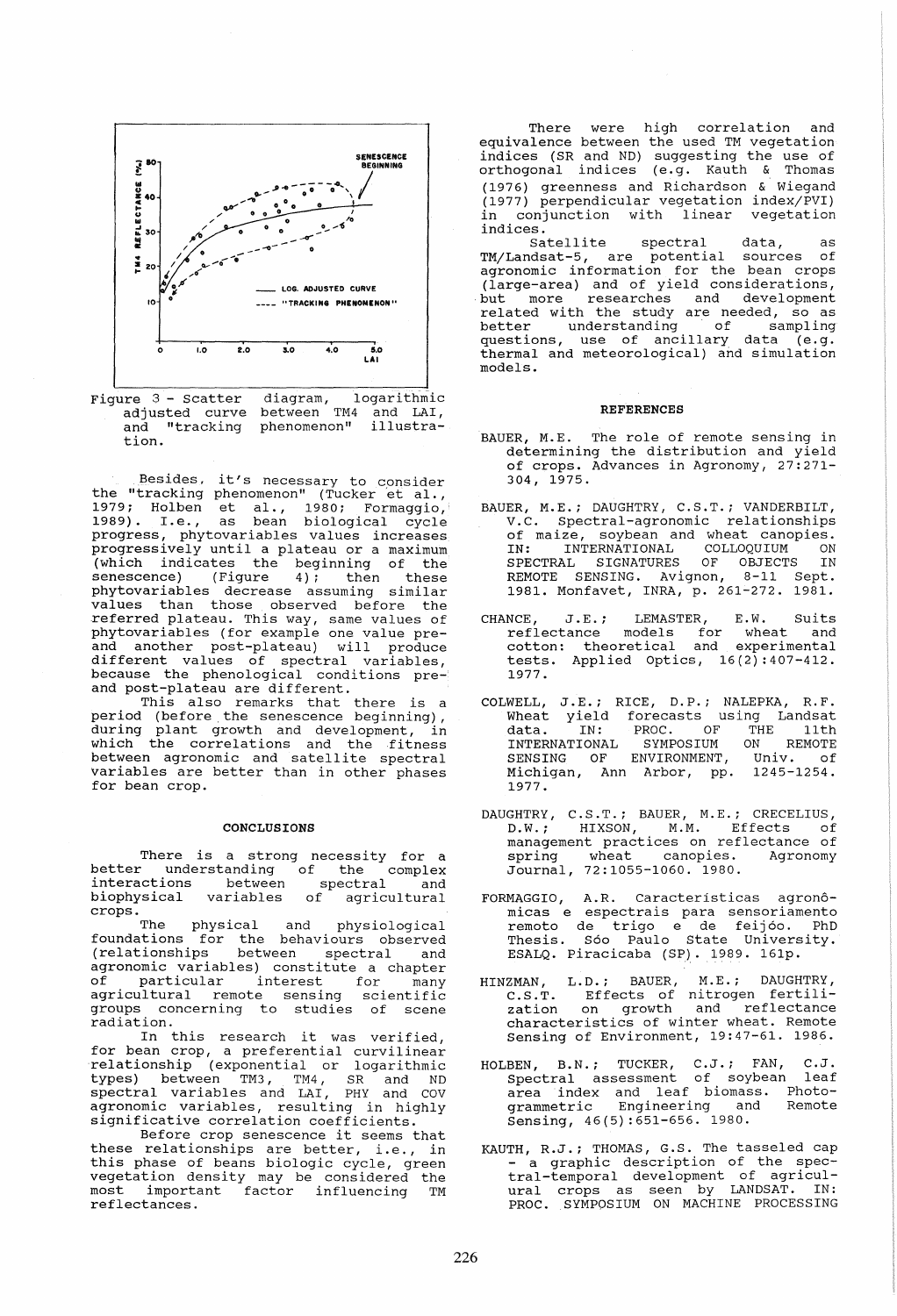Figure 3 - Scatter diagram, logarithmic adjusted curve between TM4 and LAI, and "tracking phenomenon" illustration.

Besides, it's necessary to consider the "tracking phenomenon" (Tucker et al., 1979; Holben et al., 1980; Formaggio, 1989). I.e., as bean biological cycle progress, phytovariables values increases progressively until a plateau or a maximum (which indicates the beginning of the senescence) (Figure 4); then these phytovariables decrease assuming similar values than those observed before the referred plateau. This way, same values of phytovariables (for example one value pre- and another post-plateau) will produce different values of spectral variables, because the phenological conditions pre- and post-plateau are different.

This also remarks that there is a period (before the senescence beginning), during plant growth and development, in which the correlations and the fitness between agronomic and satellite spectral variables are better than in other phases for bean crop.

## CONCLUSIONS

There is a strong necessity for a better understanding of the complex interactions between spectral and biophysical variables of agricultural crops.

The physical and physiological foundations for the behaviours observed (relationships between spectral and agronomic variables) constitute a chapter of particular interest for many agricultural remote sensing scientific groups concerning to studies of scene radiation.

In this research it was verified, for bean crop, a preferential curvilinear relationship (exponential or logarithmic types) between TM3, TM4, SR and ND spectral variables and LAI, PHY and COV agronomic variables, resulting in highly significative correlation coefficients.

Before crop senescence it seems that these relationships are better, i.e., in this phase of beans biologic cycle, green vegetation density may be considered the most important factor influencing TM reflectances.

There were high correlation and equivalence between the used TM vegetation indices (SR and ND) suggesting the use of orthogonal indices (e.g. Kauth & Thomas (1976) greenness and Richardson & Wiegand (1977) perpendicular vegetation index/PVI) in conjunction with linear vegetation indices.

Satellite spectral data, as TM/Landsat-5, are potential sources of agronomic information for the bean crops (large-area) and of yield considerations, but more researches and development related with the study are needed, so as better understanding of sampling questions, use of ancillary data (e.g. thermal and meteorological) and simulation models.

## REFERENCES

BAUER, M.E. The role of remote sensing in determining the distribution and yield of crops. Advances in Agronomy, 27:271-304, 1975.

BAUER, M.E.; DAUGHTRY, C.S.T.; VANDERBILT, V.C. Spectral-agronomic relationships of maize, soybean and wheat canopies. IN: INTERNATIONAL COLLOQUIUM ON SPECTRAL SIGNATURES OF OBJECTS IN REMOTE SENSING. Avignon, 8-11 Sept. 1981. Monfavet, INRA, p. 261-272. 1981.

CHANCE, J.E.; LEMASTER, E.W. Suits reflectance models for wheat and cotton: theoretical and experimental tests. Applied Optics, 16(2):407-412. 1977.

COLWELL, J.E.; RICE, D.P.; NALEPKA, R.F. Wheat yield forecasts using Landsat data. IN: PROC. OF THE 11th INTERNATIONAL SYMPOSIUM ON REMOTE SENSING OF ENVIRONMENT, Univ. of Michigan, Ann Arbor, pp. 1245-1254. 1977.

DAUGHTRY, C.S.T.; BAUER, M.E.; CRECELIUS, D.W.; HIXSON, M.M. Effects of management practices on reflectance of spring wheat canopies. Agronomy Journal, 72:1055-1060. 1980.

FORMAGGIO, A.R. Características agronômicas e espectrais para sensoriamento remoto de trigo e de feijão. PhD Thesis. São Paulo State University. ESALQ. Piracicaba (SP). 1989. 161p.

HINZMAN, L.D.; BAUER, M.E.; DAUGHTRY, C.S.T. Effects of nitrogen fertilization on growth and reflectance characteristics of winter wheat. Remote Sensing of Environment, 19:47-61. 1986.

HOLBEN, B.N.; TUCKER, C.J.; FAN, C.J. Spectral assessment of soybean leaf area index and leaf biomass. Photogrammetric Engineering and Remote Sensing, 46(5):651-656. 1980.

KAUTH, R.J.; THOMAS, G.S. The tasseled cap - a graphic description of the spectral-temporal development of agricultural crops as seen by LANDSAT. IN: PROC. SYMPOSIUM ON MACHINE PROCESSING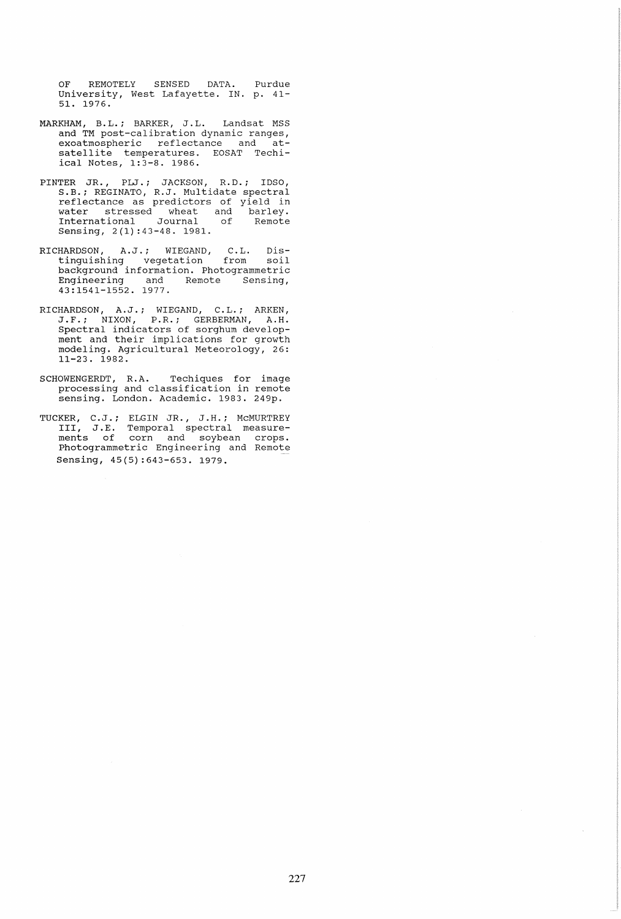OF REMOTELY SENSED DATA. Purdue University, West Lafayette. IN. p. 41-51. 1976.

MARKHAM, B.L.; BARKER, J.L. Landsat MSS and TM post-calibration dynamic ranges, exoatmospheric reflectance and at-satellite temperatures. EOSAT Techiical Notes, 1:3-8. 1986.

PINTER JR., PLJ.; JACKSON, R.D.; IDSO, S.B.; REGINATO, R.J. Multidate spectral reflectance as predictors of yield in water stressed wheat and barley. International Journal of Remote Sensing, 2(1):43-48. 1981.

RICHARDSON, A.J.; WIEGAND, C.L. Distinguishing vegetation from soil background information. Photogrammetric Engineering and Remote Sensing, 43:1541-1552. 1977.

RICHARDSON, A.J.; WIEGAND, C.L.; ARKEN, J.F.; NIXON, P.R.; GERBERMAN, A.H. Spectral indicators of sorghum development and their implications for growth modeling. Agricultural Meteorology, 26: 11-23. 1982.

SCHOWENGERDT, R.A. Techiques for image processing and classification in remote sensing. London. Academic. 1983. 249p.

TUCKER, C.J.; ELGIN JR., J.H.; McMURTREY III, J.E. Temporal spectral measurements of corn and soybean crops. Photogrammetric Engineering and Remote Sensing, 45(5):643-653. 1979.